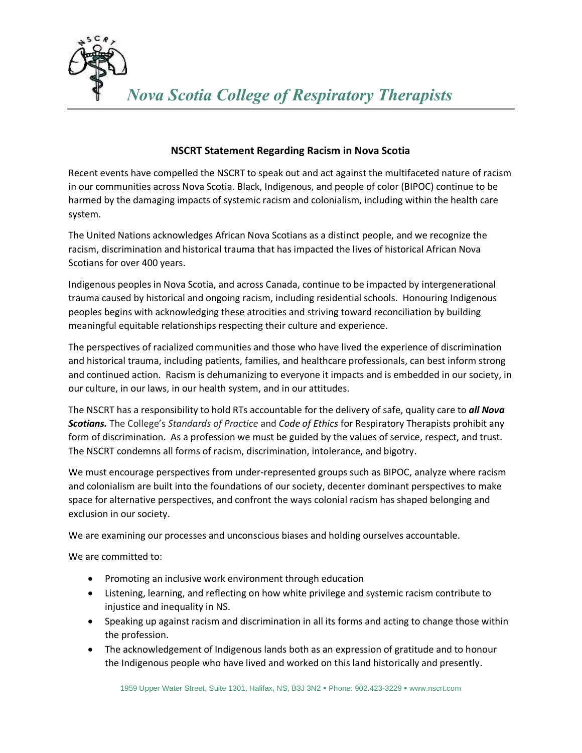*Nova Scotia College of Respiratory Therapists*

## NSCRT Statement Regarding Racism in Nova Scotia

Recent events have compelled the NSCRT to speak out and act against the multifaceted nature of racism in our communities across Nova Scotia. Black, Indigenous, and people of color (BIPOC) continue to be harmed by the damaging impacts of systemic racism and colonialism, including within the health care system.

The United Nations acknowledges African Nova Scotians as a distinct people, and we recognize the racism, discrimination and historical trauma that has impacted the lives of historical African Nova Scotians for over 400 years.

Indigenous peoples in Nova Scotia, and across Canada, continue to be impacted by intergenerational trauma caused by historical and ongoing racism, including residential schools. Honouring Indigenous peoples begins with acknowledging these atrocities and striving toward reconciliation by building meaningful equitable relationships respecting their culture and experience.

The perspectives of racialized communities and those who have lived the experience of discrimination and historical trauma, including patients, families, and healthcare professionals, can best inform strong and continued action. Racism is dehumanizing to everyone it impacts and is embedded in our society, in our culture, in our laws, in our health system, and in our attitudes.

The NSCRT has a responsibility to hold RTs accountable for the delivery of safe, quality care to ***all Nova Scotians.*** The College's *Standards of Practice* and *Code of Ethics* for Respiratory Therapists prohibit any form of discrimination. As a profession we must be guided by the values of service, respect, and trust. The NSCRT condemns all forms of racism, discrimination, intolerance, and bigotry.

We must encourage perspectives from under-represented groups such as BIPOC, analyze where racism and colonialism are built into the foundations of our society, decenter dominant perspectives to make space for alternative perspectives, and confront the ways colonial racism has shaped belonging and exclusion in our society.

We are examining our processes and unconscious biases and holding ourselves accountable.

We are committed to:

- Promoting an inclusive work environment through education
- Listening, learning, and reflecting on how white privilege and systemic racism contribute to injustice and inequality in NS.
- Speaking up against racism and discrimination in all its forms and acting to change those within the profession.
- The acknowledgement of Indigenous lands both as an expression of gratitude and to honour the Indigenous people who have lived and worked on this land historically and presently.

1959 Upper Water Street, Suite 1301, Halifax, NS, B3J 3N2 ▪ Phone: 902.423-3229 ▪ www.nscrt.com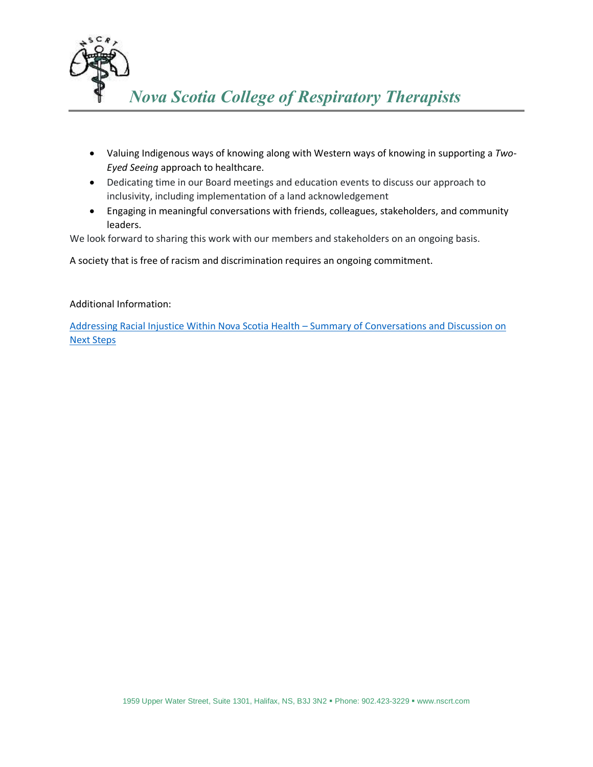- Valuing Indigenous ways of knowing along with Western ways of knowing in supporting a *Two-Eyed Seeing* approach to healthcare.
- Dedicating time in our Board meetings and education events to discuss our approach to inclusivity, including implementation of a land acknowledgement
- Engaging in meaningful conversations with friends, colleagues, stakeholders, and community leaders.

We look forward to sharing this work with our members and stakeholders on an ongoing basis.

A society that is free of racism and discrimination requires an ongoing commitment.

Additional Information:

Addressing Racial Injustice Within Nova Scotia Health – Summary of Conversations and Discussion on Next Steps